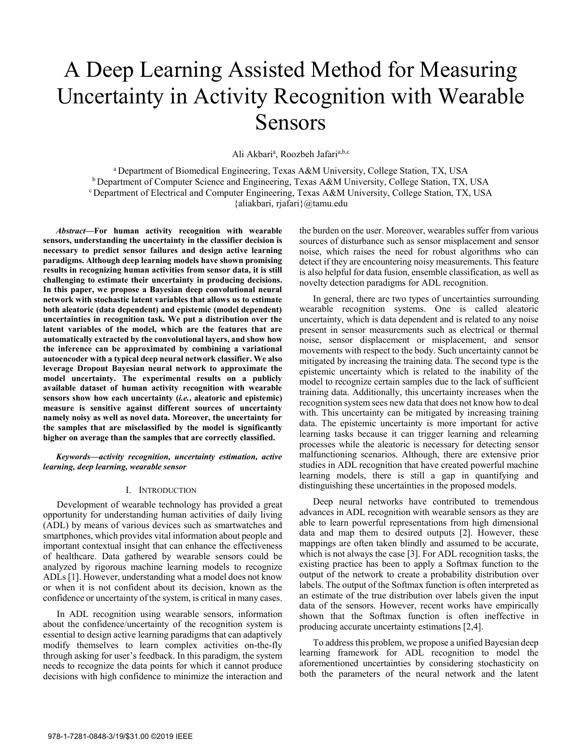# A Deep Learning Assisted Method for Measuring Uncertainty in Activity Recognition with Wearable Sensors

Ali Akbari[a], Roozbeh Jafari[a,b,c]

[a] Department of Biomedical Engineering, Texas A&M University, College Station, TX, USA
[b] Department of Computer Science and Engineering, Texas A&M University, College Station, TX, USA
[c] Department of Electrical and Computer Engineering, Texas A&M University, College Station, TX, USA
{aliakbari, rjafari}@tamu.edu

***Abstract*—For human activity recognition with wearable sensors, understanding the uncertainty in the classifier decision is necessary to predict sensor failures and design active learning paradigms. Although deep learning models have shown promising results in recognizing human activities from sensor data, it is still challenging to estimate their uncertainty in producing decisions. In this paper, we propose a Bayesian deep convolutional neural network with stochastic latent variables that allows us to estimate both aleatoric (data dependent) and epistemic (model dependent) uncertainties in recognition task. We put a distribution over the latent variables of the model, which are the features that are automatically extracted by the convolutional layers, and show how the inference can be approximated by combining a variational autoencoder with a typical deep neural network classifier. We also leverage Dropout Bayesian neural network to approximate the model uncertainty. The experimental results on a publicly available dataset of human activity recognition with wearable sensors show how each uncertainty (*i.e.*, aleatoric and epistemic) measure is sensitive against different sources of uncertainty namely noisy as well as novel data. Moreover, the uncertainty for the samples that are misclassified by the model is significantly higher on average than the samples that are correctly classified.**

***Keywords*—activity recognition, uncertainty estimation, active learning, deep learning, wearable sensor**

## I. Introduction

Development of wearable technology has provided a great opportunity for understanding human activities of daily living (ADL) by means of various devices such as smartwatches and smartphones, which provides vital information about people and important contextual insight that can enhance the effectiveness of healthcare. Data gathered by wearable sensors could be analyzed by rigorous machine learning models to recognize ADLs [1]. However, understanding what a model does not know or when it is not confident about its decision, known as the confidence or uncertainty of the system, is critical in many cases.

In ADL recognition using wearable sensors, information about the confidence/uncertainty of the recognition system is essential to design active learning paradigms that can adaptively modify themselves to learn complex activities on-the-fly through asking for user's feedback. In this paradigm, the system needs to recognize the data points for which it cannot produce decisions with high confidence to minimize the interaction and the burden on the user. Moreover, wearables suffer from various sources of disturbance such as sensor misplacement and sensor noise, which raises the need for robust algorithms who can detect if they are encountering noisy measurements. This feature is also helpful for data fusion, ensemble classification, as well as novelty detection paradigms for ADL recognition.

In general, there are two types of uncertainties surrounding wearable recognition systems. One is called aleatoric uncertainty, which is data dependent and is related to any noise present in sensor measurements such as electrical or thermal noise, sensor displacement or misplacement, and sensor movements with respect to the body. Such uncertainty cannot be mitigated by increasing the training data. The second type is the epistemic uncertainty which is related to the inability of the model to recognize certain samples due to the lack of sufficient training data. Additionally, this uncertainty increases when the recognition system sees new data that does not know how to deal with. This uncertainty can be mitigated by increasing training data. The epistemic uncertainty is more important for active learning tasks because it can trigger learning and relearning processes while the aleatoric is necessary for detecting sensor malfunctioning scenarios. Although, there are extensive prior studies in ADL recognition that have created powerful machine learning models, there is still a gap in quantifying and distinguishing these uncertainties in the proposed models.

Deep neural networks have contributed to tremendous advances in ADL recognition with wearable sensors as they are able to learn powerful representations from high dimensional data and map them to desired outputs [2]. However, these mappings are often taken blindly and assumed to be accurate, which is not always the case [3]. For ADL recognition tasks, the existing practice has been to apply a Softmax function to the output of the network to create a probability distribution over labels. The output of the Softmax function is often interpreted as an estimate of the true distribution over labels given the input data of the sensors. However, recent works have empirically shown that the Softmax function is often ineffective in producing accurate uncertainty estimations [2,4].

To address this problem, we propose a unified Bayesian deep learning framework for ADL recognition to model the aforementioned uncertainties by considering stochasticity on both the parameters of the neural network and the latent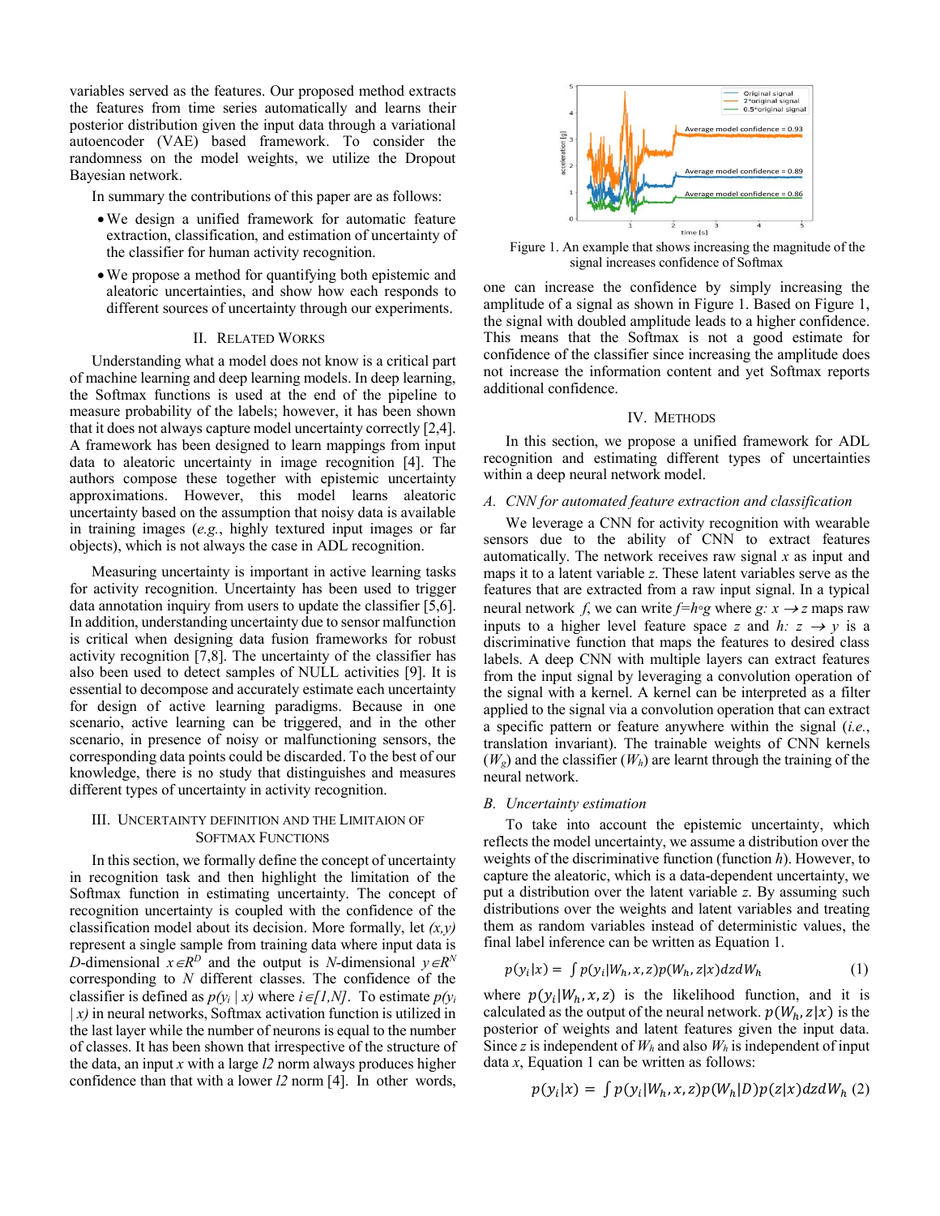variables served as the features. Our proposed method extracts the features from time series automatically and learns their posterior distribution given the input data through a variational autoencoder (VAE) based framework. To consider the randomness on the model weights, we utilize the Dropout Bayesian network.

In summary the contributions of this paper are as follows:

- We design a unified framework for automatic feature extraction, classification, and estimation of uncertainty of the classifier for human activity recognition.
- We propose a method for quantifying both epistemic and aleatoric uncertainties, and show how each responds to different sources of uncertainty through our experiments.

## II. Related Works

Understanding what a model does not know is a critical part of machine learning and deep learning models. In deep learning, the Softmax functions is used at the end of the pipeline to measure probability of the labels; however, it has been shown that it does not always capture model uncertainty correctly [2,4]. A framework has been designed to learn mappings from input data to aleatoric uncertainty in image recognition [4]. The authors compose these together with epistemic uncertainty approximations. However, this model learns aleatoric uncertainty based on the assumption that noisy data is available in training images (*e.g.*, highly textured input images or far objects), which is not always the case in ADL recognition.

Measuring uncertainty is important in active learning tasks for activity recognition. Uncertainty has been used to trigger data annotation inquiry from users to update the classifier [5,6]. In addition, understanding uncertainty due to sensor malfunction is critical when designing data fusion frameworks for robust activity recognition [7,8]. The uncertainty of the classifier has also been used to detect samples of NULL activities [9]. It is essential to decompose and accurately estimate each uncertainty for design of active learning paradigms. Because in one scenario, active learning can be triggered, and in the other scenario, in presence of noisy or malfunctioning sensors, the corresponding data points could be discarded. To the best of our knowledge, there is no study that distinguishes and measures different types of uncertainty in activity recognition.

## III. Uncertainty Definition and the Limitaion of Softmax Functions

In this section, we formally define the concept of uncertainty in recognition task and then highlight the limitation of the Softmax function in estimating uncertainty. The concept of recognition uncertainty is coupled with the confidence of the classification model about its decision. More formally, let $(x,y)$ represent a single sample from training data where input data is $D$-dimensional $x \in R^D$ and the output is $N$-dimensional $y \in R^N$ corresponding to $N$ different classes. The confidence of the classifier is defined as $p(y_i \mid x)$ where $i \in [1,N]$. To estimate $p(y_i \mid x)$ in neural networks, Softmax activation function is utilized in the last layer while the number of neurons is equal to the number of classes. It has been shown that irrespective of the structure of the data, an input $x$ with a large $l2$ norm always produces higher confidence than that with a lower $l2$ norm [4]. In other words, one can increase the confidence by simply increasing the amplitude of a signal as shown in Figure 1. Based on Figure 1, the signal with doubled amplitude leads to a higher confidence. This means that the Softmax is not a good estimate for confidence of the classifier since increasing the amplitude does not increase the information content and yet Softmax reports additional confidence.

Figure 1. An example that shows increasing the magnitude of the signal increases confidence of Softmax

## IV. Methods

In this section, we propose a unified framework for ADL recognition and estimating different types of uncertainties within a deep neural network model.

### A. CNN for automated feature extraction and classification

We leverage a CNN for activity recognition with wearable sensors due to the ability of CNN to extract features automatically. The network receives raw signal $x$ as input and maps it to a latent variable $z$. These latent variables serve as the features that are extracted from a raw input signal. In a typical neural network $f$, we can write $f=h \circ g$ where $g: x \rightarrow z$ maps raw inputs to a higher level feature space $z$ and $h: z \rightarrow y$ is a discriminative function that maps the features to desired class labels. A deep CNN with multiple layers can extract features from the input signal by leveraging a convolution operation of the signal with a kernel. A kernel can be interpreted as a filter applied to the signal via a convolution operation that can extract a specific pattern or feature anywhere within the signal (*i.e.*, translation invariant). The trainable weights of CNN kernels ($W_g$) and the classifier ($W_h$) are learnt through the training of the neural network.

### B. Uncertainty estimation

To take into account the epistemic uncertainty, which reflects the model uncertainty, we assume a distribution over the weights of the discriminative function (function $h$). However, to capture the aleatoric, which is a data-dependent uncertainty, we put a distribution over the latent variable $z$. By assuming such distributions over the weights and latent variables and treating them as random variables instead of deterministic values, the final label inference can be written as Equation 1.

$$p(y_i|x) = \int p(y_i|W_h, x, z) p(W_h, z|x) dz dW_h \quad (1)$$

where $p(y_i|W_h, x, z)$ is the likelihood function, and it is calculated as the output of the neural network. $p(W_h, z|x)$ is the posterior of weights and latent features given the input data. Since $z$ is independent of $W_h$ and also $W_h$ is independent of input data $x$, Equation 1 can be written as follows:

$$p(y_i|x) = \int p(y_i|W_h, x, z) p(W_h|D) p(z|x) dz dW_h \quad (2)$$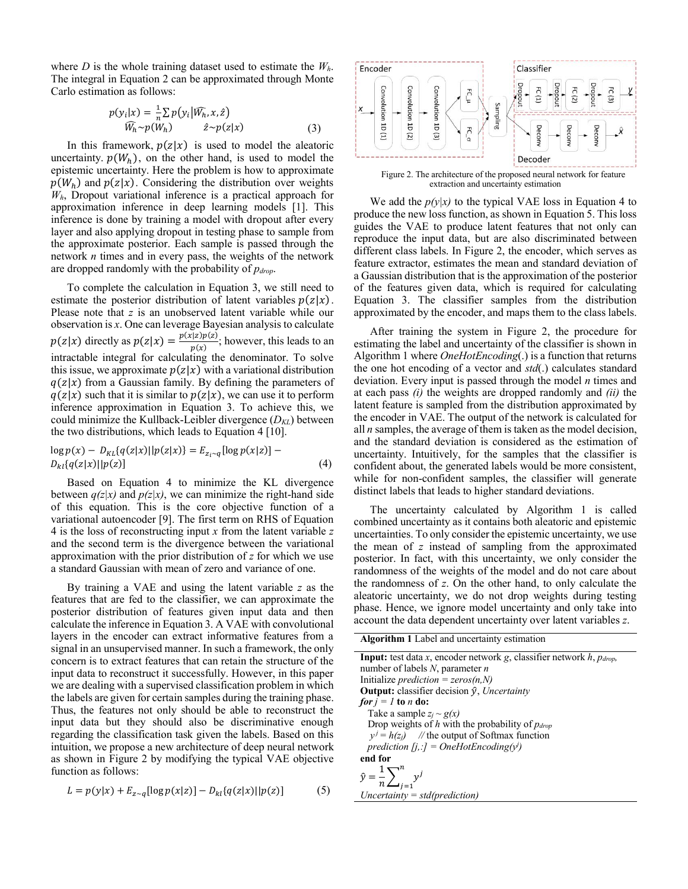where $D$ is the whole training dataset used to estimate the $W_h$. The integral in Equation 2 can be approximated through Monte Carlo estimation as follows:

$$p(y_i|x) = \frac{1}{n}\sum p(y_i|\widehat{W_h}, x, \hat{z}) \quad \widehat{W_h} \sim p(W_h) \quad \hat{z} \sim p(z|x) \qquad (3)$$

In this framework, $p(z|x)$ is used to model the aleatoric uncertainty. $p(W_h)$, on the other hand, is used to model the epistemic uncertainty. Here the problem is how to approximate $p(W_h)$ and $p(z|x)$. Considering the distribution over weights $W_h$, Dropout variational inference is a practical approach for approximation inference in deep learning models [1]. This inference is done by training a model with dropout after every layer and also applying dropout in testing phase to sample from the approximate posterior. Each sample is passed through the network $n$ times and in every pass, the weights of the network are dropped randomly with the probability of $p_{drop}$.

To complete the calculation in Equation 3, we still need to estimate the posterior distribution of latent variables $p(z|x)$. Please note that $z$ is an unobserved latent variable while our observation is $x$. One can leverage Bayesian analysis to calculate $p(z|x)$ directly as $p(z|x) = \frac{p(x|z)p(z)}{p(x)}$; however, this leads to an intractable integral for calculating the denominator. To solve this issue, we approximate $p(z|x)$ with a variational distribution $q(z|x)$ from a Gaussian family. By defining the parameters of $q(z|x)$ such that it is similar to $p(z|x)$, we can use it to perform inference approximation in Equation 3. To achieve this, we could minimize the Kullback-Leibler divergence ($D_{KL}$) between the two distributions, which leads to Equation 4 [10].

$$\log p(x) - D_{KL}\{q(z|x)||p(z|x)\} = E_{z_i \sim q}[\log p(x|z)] - D_{kl}\{q(z|x)||p(z)\} \qquad (4)$$

Based on Equation 4 to minimize the KL divergence between $q(z|x)$ and $p(z|x)$, we can minimize the right-hand side of this equation. This is the core objective function of a variational autoencoder [9]. The first term on RHS of Equation 4 is the loss of reconstructing input $x$ from the latent variable $z$ and the second term is the divergence between the variational approximation with the prior distribution of $z$ for which we use a standard Gaussian with mean of zero and variance of one.

By training a VAE and using the latent variable $z$ as the features that are fed to the classifier, we can approximate the posterior distribution of features given input data and then calculate the inference in Equation 3. A VAE with convolutional layers in the encoder can extract informative features from a signal in an unsupervised manner. In such a framework, the only concern is to extract features that can retain the structure of the input data to reconstruct it successfully. However, in this paper we are dealing with a supervised classification problem in which the labels are given for certain samples during the training phase. Thus, the features not only should be able to reconstruct the input data but they should also be discriminative enough regarding the classification task given the labels. Based on this intuition, we propose a new architecture of deep neural network as shown in Figure 2 by modifying the typical VAE objective function as follows:

$$L = p(y|x) + E_{z \sim q}[\log p(x|z)] - D_{kl}\{q(z|x)||p(z)\} \qquad (5)$$

Figure 2. The architecture of the proposed neural network for feature extraction and uncertainty estimation

We add the $p(y|x)$ to the typical VAE loss in Equation 4 to produce the new loss function, as shown in Equation 5. This loss guides the VAE to produce latent features that not only can reproduce the input data, but are also discriminated between different class labels. In Figure 2, the encoder, which serves as feature extractor, estimates the mean and standard deviation of a Gaussian distribution that is the approximation of the posterior of the features given data, which is required for calculating Equation 3. The classifier samples from the distribution approximated by the encoder, and maps them to the class labels.

After training the system in Figure 2, the procedure for estimating the label and uncertainty of the classifier is shown in Algorithm 1 where *OneHotEncoding*(.) is a function that returns the one hot encoding of a vector and *std*(.) calculates standard deviation. Every input is passed through the model $n$ times and at each pass *(i)* the weights are dropped randomly and *(ii)* the latent feature is sampled from the distribution approximated by the encoder in VAE. The output of the network is calculated for all $n$ samples, the average of them is taken as the model decision, and the standard deviation is considered as the estimation of uncertainty. Intuitively, for the samples that the classifier is confident about, the generated labels would be more consistent, while for non-confident samples, the classifier will generate distinct labels that leads to higher standard deviations.

The uncertainty calculated by Algorithm 1 is called combined uncertainty as it contains both aleatoric and epistemic uncertainties. To only consider the epistemic uncertainty, we use the mean of $z$ instead of sampling from the approximated posterior. In fact, with this uncertainty, we only consider the randomness of the weights of the model and do not care about the randomness of $z$. On the other hand, to only calculate the aleatoric uncertainty, we do not drop weights during testing phase. Hence, we ignore model uncertainty and only take into account the data dependent uncertainty over latent variables $z$.

**Algorithm 1** Label and uncertainty estimation

**Input:** test data $x$, encoder network $g$, classifier network $h$, $p_{drop}$, number of labels $N$, parameter $n$
Initialize *prediction = zeros(n,N)*
**Output:** classifier decision $\hat{y}$, *Uncertainty*
***for*** $j = 1$ **to** $n$ **do:**
  Take a sample $z_j \sim g(x)$
  Drop weights of $h$ with the probability of $p_{drop}$
  $y^j = h(z_j)$ // the output of Softmax function
  *prediction [j,:] = OneHotEncoding(*$y^j$*)*
**end for**
$\hat{y} = \frac{1}{n}\sum_{j=1}^{n} y^j$
*Uncertainty = std(prediction)*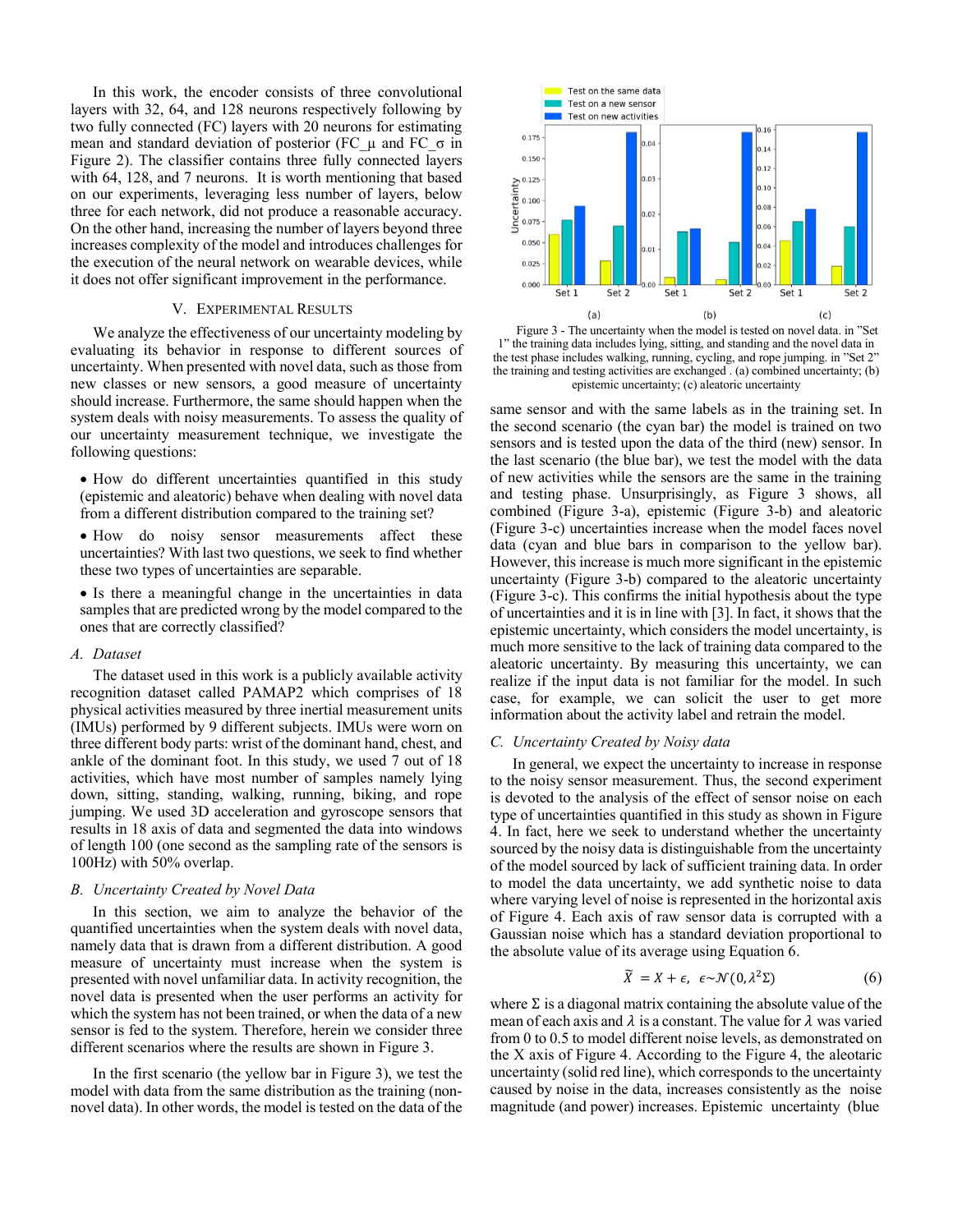In this work, the encoder consists of three convolutional layers with 32, 64, and 128 neurons respectively following by two fully connected (FC) layers with 20 neurons for estimating mean and standard deviation of posterior (FC_μ and FC_σ in Figure 2). The classifier contains three fully connected layers with 64, 128, and 7 neurons. It is worth mentioning that based on our experiments, leveraging less number of layers, below three for each network, did not produce a reasonable accuracy. On the other hand, increasing the number of layers beyond three increases complexity of the model and introduces challenges for the execution of the neural network on wearable devices, while it does not offer significant improvement in the performance.

## V. Experimental Results

We analyze the effectiveness of our uncertainty modeling by evaluating its behavior in response to different sources of uncertainty. When presented with novel data, such as those from new classes or new sensors, a good measure of uncertainty should increase. Furthermore, the same should happen when the system deals with noisy measurements. To assess the quality of our uncertainty measurement technique, we investigate the following questions:

- How do different uncertainties quantified in this study (epistemic and aleatoric) behave when dealing with novel data from a different distribution compared to the training set?
- How do noisy sensor measurements affect these uncertainties? With last two questions, we seek to find whether these two types of uncertainties are separable.
- Is there a meaningful change in the uncertainties in data samples that are predicted wrong by the model compared to the ones that are correctly classified?

### A. Dataset

The dataset used in this work is a publicly available activity recognition dataset called PAMAP2 which comprises of 18 physical activities measured by three inertial measurement units (IMUs) performed by 9 different subjects. IMUs were worn on three different body parts: wrist of the dominant hand, chest, and ankle of the dominant foot. In this study, we used 7 out of 18 activities, which have most number of samples namely lying down, sitting, standing, walking, running, biking, and rope jumping. We used 3D acceleration and gyroscope sensors that results in 18 axis of data and segmented the data into windows of length 100 (one second as the sampling rate of the sensors is 100Hz) with 50% overlap.

### B. Uncertainty Created by Novel Data

In this section, we aim to analyze the behavior of the quantified uncertainties when the system deals with novel data, namely data that is drawn from a different distribution. A good measure of uncertainty must increase when the system is presented with novel unfamiliar data. In activity recognition, the novel data is presented when the user performs an activity for which the system has not been trained, or when the data of a new sensor is fed to the system. Therefore, herein we consider three different scenarios where the results are shown in Figure 3.

Figure 3 - The uncertainty when the model is tested on novel data. in "Set 1" the training data includes lying, sitting, and standing and the novel data in the test phase includes walking, running, cycling, and rope jumping. in "Set 2" the training and testing activities are exchanged . (a) combined uncertainty; (b) epistemic uncertainty; (c) aleatoric uncertainty

In the first scenario (the yellow bar in Figure 3), we test the model with data from the same distribution as the training (non-novel data). In other words, the model is tested on the data of the same sensor and with the same labels as in the training set. In the second scenario (the cyan bar) the model is trained on two sensors and is tested upon the data of the third (new) sensor. In the last scenario (the blue bar), we test the model with the data of new activities while the sensors are the same in the training and testing phase. Unsurprisingly, as Figure 3 shows, all combined (Figure 3-a), epistemic (Figure 3-b) and aleatoric (Figure 3-c) uncertainties increase when the model faces novel data (cyan and blue bars in comparison to the yellow bar). However, this increase is much more significant in the epistemic uncertainty (Figure 3-b) compared to the aleatoric uncertainty (Figure 3-c). This confirms the initial hypothesis about the type of uncertainties and it is in line with [3]. In fact, it shows that the epistemic uncertainty, which considers the model uncertainty, is much more sensitive to the lack of training data compared to the aleatoric uncertainty. By measuring this uncertainty, we can realize if the input data is not familiar for the model. In such case, for example, we can solicit the user to get more information about the activity label and retrain the model.

### C. Uncertainty Created by Noisy data

In general, we expect the uncertainty to increase in response to the noisy sensor measurement. Thus, the second experiment is devoted to the analysis of the effect of sensor noise on each type of uncertainties quantified in this study as shown in Figure 4. In fact, here we seek to understand whether the uncertainty sourced by the noisy data is distinguishable from the uncertainty of the model sourced by lack of sufficient training data. In order to model the data uncertainty, we add synthetic noise to data where varying level of noise is represented in the horizontal axis of Figure 4. Each axis of raw sensor data is corrupted with a Gaussian noise which has a standard deviation proportional to the absolute value of its average using Equation 6.

$$\tilde{X} = X + \epsilon, \quad \epsilon \sim \mathcal{N}(0, \lambda^2 \Sigma) \tag{6}$$

where $\Sigma$ is a diagonal matrix containing the absolute value of the mean of each axis and $\lambda$ is a constant. The value for $\lambda$ was varied from 0 to 0.5 to model different noise levels, as demonstrated on the X axis of Figure 4. According to the Figure 4, the aleotaric uncertainty (solid red line), which corresponds to the uncertainty caused by noise in the data, increases consistently as the noise magnitude (and power) increases. Epistemic uncertainty (blue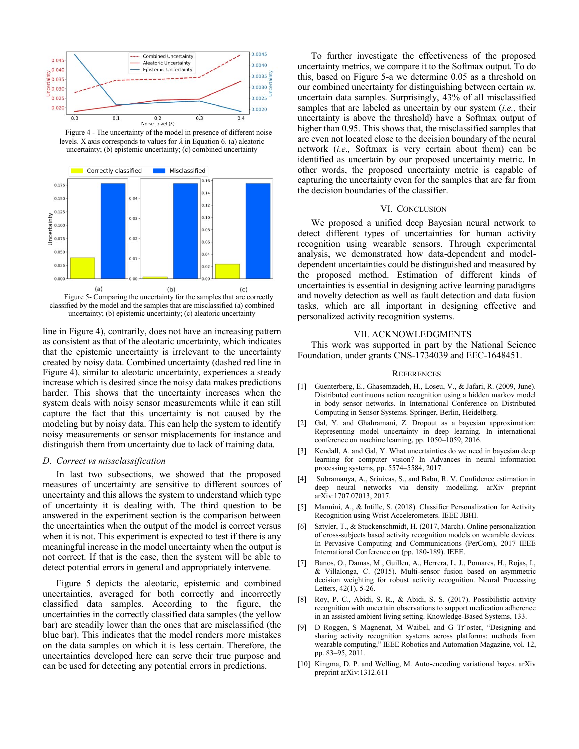Combined Uncertainty
Aleatoric Uncertainty
Epistemic Uncertainty

Uncertainty
0.045
0.040
0.035
0.030
0.025
0.020

Uncertainty
0.0045
0.0040
0.0035
0.0030
0.0025
0.0020

0.0 0.1 0.2 0.3 0.4
Noise Level ($\lambda$)

Figure 4 - The uncertainty of the model in presence of different noise levels. X axis corresponds to values for $\lambda$ in Equation 6. (a) aleatoric uncertainty; (b) epistemic uncertainty; (c) combined uncertainty

Correctly classified
Misclassified

Uncertainty
0.000 0.025 0.050 0.075 0.100 0.125 0.150 0.175
0.00 0.01 0.02 0.03 0.04
0.00 0.02 0.04 0.06 0.08 0.10 0.12 0.14 0.16

(a) (b) (c)

Figure 5- Comparing the uncertainty for the samples that are correctly classified by the model and the samples that are misclassified (a) combined uncertainty; (b) epistemic uncertainty; (c) aleatoric uncertainty

line in Figure 4), contrarily, does not have an increasing pattern as consistent as that of the aleotaric uncertainty, which indicates that the epistemic uncertainty is irrelevant to the uncertainty created by noisy data. Combined uncertainty (dashed red line in Figure 4), similar to aleatoric uncertainty, experiences a steady increase which is desired since the noisy data makes predictions harder. This shows that the uncertainty increases when the system deals with noisy sensor measurements while it can still capture the fact that this uncertainty is not caused by the modeling but by noisy data. This can help the system to identify noisy measurements or sensor misplacements for instance and distinguish them from uncertainty due to lack of training data.

### *D. Correct vs missclassification*

In last two subsections, we showed that the proposed measures of uncertainty are sensitive to different sources of uncertainty and this allows the system to understand which type of uncertainty it is dealing with. The third question to be answered in the experiment section is the comparison between the uncertainties when the output of the model is correct versus when it is not. This experiment is expected to test if there is any meaningful increase in the model uncertainty when the output is not correct. If that is the case, then the system will be able to detect potential errors in general and appropriately intervene.

Figure 5 depicts the aleotaric, epistemic and combined uncertainties, averaged for both correctly and incorrectly classified data samples. According to the figure, the uncertainties in the correctly classified data samples (the yellow bar) are steadily lower than the ones that are misclassified (the blue bar). This indicates that the model renders more mistakes on the data samples on which it is less certain. Therefore, the uncertainties developed here can serve their true purpose and can be used for detecting any potential errors in predictions.

To further investigate the effectiveness of the proposed uncertainty metrics, we compare it to the Softmax output. To do this, based on Figure 5-a we determine 0.05 as a threshold on our combined uncertainty for distinguishing between certain *vs.* uncertain data samples. Surprisingly, 43% of all misclassified samples that are labeled as uncertain by our system (*i.e.*, their uncertainty is above the threshold) have a Softmax output of higher than 0.95. This shows that, the misclassified samples that are even not located close to the decision boundary of the neural network (*i.e.,* Softmax is very certain about them) can be identified as uncertain by our proposed uncertainty metric. In other words, the proposed uncertainty metric is capable of capturing the uncertainty even for the samples that are far from the decision boundaries of the classifier.

## VI. Conclusion

We proposed a unified deep Bayesian neural network to detect different types of uncertainties for human activity recognition using wearable sensors. Through experimental analysis, we demonstrated how data-dependent and model-dependent uncertainties could be distinguished and measured by the proposed method. Estimation of different kinds of uncertainties is essential in designing active learning paradigms and novelty detection as well as fault detection and data fusion tasks, which are all important in designing effective and personalized activity recognition systems.

## VII. ACKNOWLEDGMENTS

This work was supported in part by the National Science Foundation, under grants CNS-1734039 and EEC-1648451.

## References

[1] Guenterberg, E., Ghasemzadeh, H., Loseu, V., & Jafari, R. (2009, June). Distributed continuous action recognition using a hidden markov model in body sensor networks. In International Conference on Distributed Computing in Sensor Systems. Springer, Berlin, Heidelberg.

[2] Gal, Y. and Ghahramani, Z. Dropout as a bayesian approximation: Representing model uncertainty in deep learning. In international conference on machine learning, pp. 1050–1059, 2016.

[3] Kendall, A. and Gal, Y. What uncertainties do we need in bayesian deep learning for computer vision? In Advances in neural information processing systems, pp. 5574–5584, 2017.

[4] Subramanya, A., Srinivas, S., and Babu, R. V. Confidence estimation in deep neural networks via density modelling. arXiv preprint arXiv:1707.07013, 2017.

[5] Mannini, A., & Intille, S. (2018). Classifier Personalization for Activity Recognition using Wrist Accelerometers. IEEE JBHI.

[6] Sztyler, T., & Stuckenschmidt, H. (2017, March). Online personalization of cross-subjects based activity recognition models on wearable devices. In Pervasive Computing and Communications (PerCom), 2017 IEEE International Conference on (pp. 180-189). IEEE.

[7] Banos, O., Damas, M., Guillen, A., Herrera, L. J., Pomares, H., Rojas, I., & Villalonga, C. (2015). Multi-sensor fusion based on asymmetric decision weighting for robust activity recognition. Neural Processing Letters, 42(1), 5-26.

[8] Roy, P. C., Abidi, S. R., & Abidi, S. S. (2017). Possibilistic activity recognition with uncertain observations to support medication adherence in an assisted ambient living setting. Knowledge-Based Systems, 133.

[9] D Roggen, S Magnenat, M Waibel, and G Tr¨oster, "Designing and sharing activity recognition systems across platforms: methods from wearable computing," IEEE Robotics and Automation Magazine, vol. 12, pp. 83–95, 2011.

[10] Kingma, D. P. and Welling, M. Auto-encoding variational bayes. arXiv preprint arXiv:1312.611